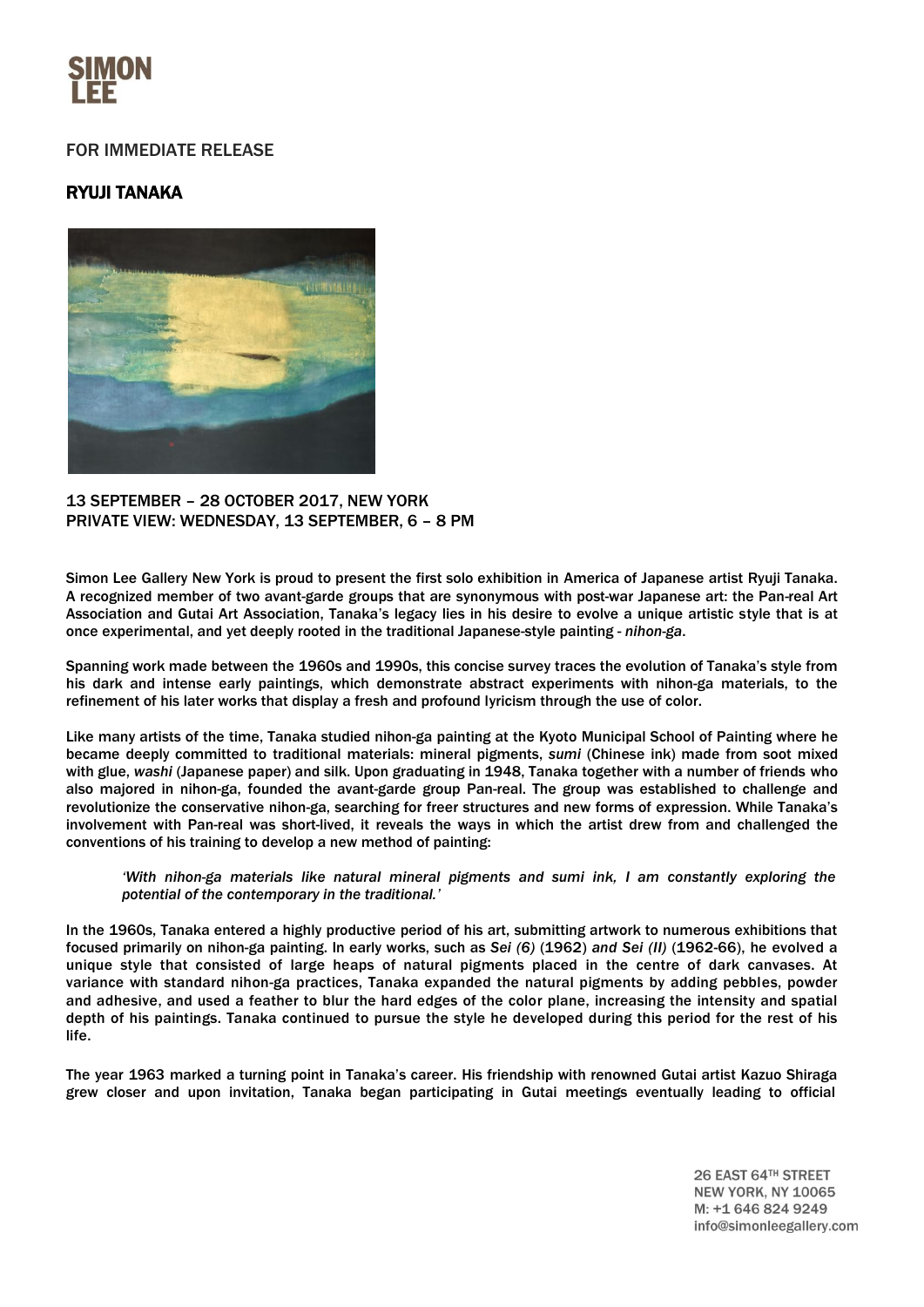SIMON LEE

FOR IMMEDIATE RELEASE

# RYUJI TANAKA

13 SEPTEMBER – 28 OCTOBER 2017, NEW YORK
PRIVATE VIEW: WEDNESDAY, 13 SEPTEMBER, 6 – 8 PM

Simon Lee Gallery New York is proud to present the first solo exhibition in America of Japanese artist Ryuji Tanaka. A recognized member of two avant-garde groups that are synonymous with post-war Japanese art: the Pan-real Art Association and Gutai Art Association, Tanaka's legacy lies in his desire to evolve a unique artistic style that is at once experimental, and yet deeply rooted in the traditional Japanese-style painting - *nihon-ga*.

Spanning work made between the 1960s and 1990s, this concise survey traces the evolution of Tanaka's style from his dark and intense early paintings, which demonstrate abstract experiments with nihon-ga materials, to the refinement of his later works that display a fresh and profound lyricism through the use of color.

Like many artists of the time, Tanaka studied nihon-ga painting at the Kyoto Municipal School of Painting where he became deeply committed to traditional materials: mineral pigments, *sumi* (Chinese ink) made from soot mixed with glue, *washi* (Japanese paper) and silk. Upon graduating in 1948, Tanaka together with a number of friends who also majored in nihon-ga, founded the avant-garde group Pan-real. The group was established to challenge and revolutionize the conservative nihon-ga, searching for freer structures and new forms of expression. While Tanaka's involvement with Pan-real was short-lived, it reveals the ways in which the artist drew from and challenged the conventions of his training to develop a new method of painting:

> *'With nihon-ga materials like natural mineral pigments and sumi ink, I am constantly exploring the potential of the contemporary in the traditional.'*

In the 1960s, Tanaka entered a highly productive period of his art, submitting artwork to numerous exhibitions that focused primarily on nihon-ga painting. In early works, such as *Sei (6)* (1962) *and Sei (II)* (1962-66), he evolved a unique style that consisted of large heaps of natural pigments placed in the centre of dark canvases. At variance with standard nihon-ga practices, Tanaka expanded the natural pigments by adding pebbles, powder and adhesive, and used a feather to blur the hard edges of the color plane, increasing the intensity and spatial depth of his paintings. Tanaka continued to pursue the style he developed during this period for the rest of his life.

The year 1963 marked a turning point in Tanaka's career. His friendship with renowned Gutai artist Kazuo Shiraga grew closer and upon invitation, Tanaka began participating in Gutai meetings eventually leading to official

26 EAST 64TH STREET
NEW YORK, NY 10065
M: +1 646 824 9249
info@simonleegallery.com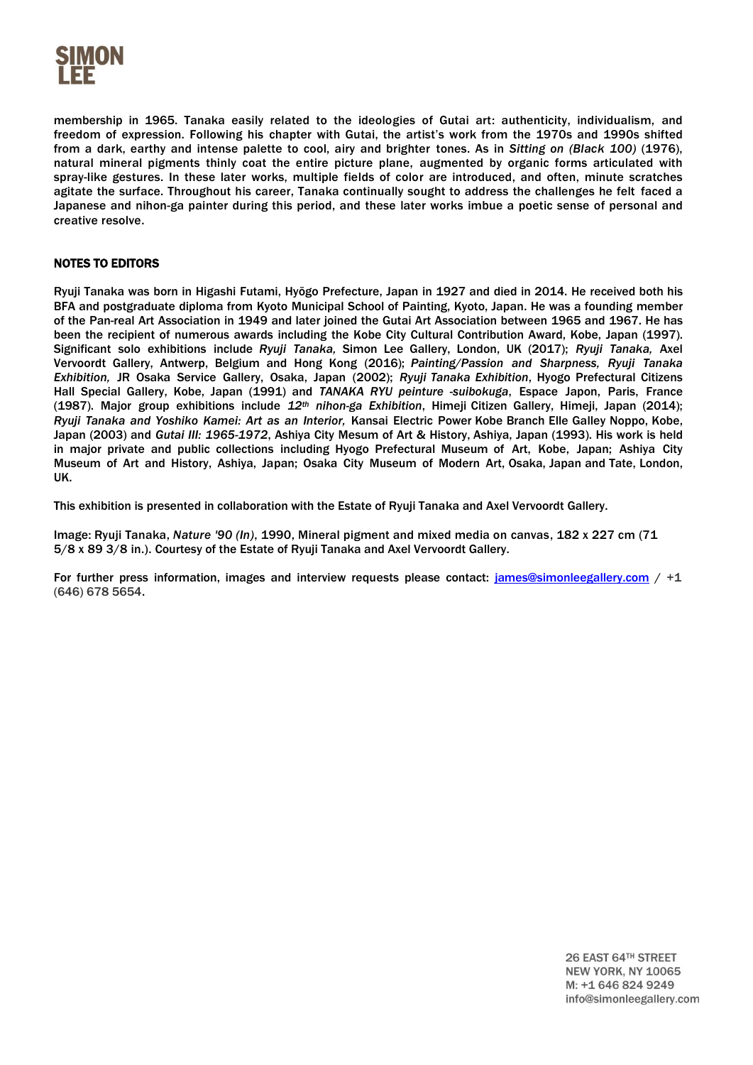membership in 1965. Tanaka easily related to the ideologies of Gutai art: authenticity, individualism, and freedom of expression. Following his chapter with Gutai, the artist's work from the 1970s and 1990s shifted from a dark, earthy and intense palette to cool, airy and brighter tones. As in *Sitting on (Black 100)* (1976), natural mineral pigments thinly coat the entire picture plane, augmented by organic forms articulated with spray-like gestures. In these later works, multiple fields of color are introduced, and often, minute scratches agitate the surface. Throughout his career, Tanaka continually sought to address the challenges he felt faced a Japanese and nihon-ga painter during this period, and these later works imbue a poetic sense of personal and creative resolve.

## NOTES TO EDITORS

Ryuji Tanaka was born in Higashi Futami, Hyōgo Prefecture, Japan in 1927 and died in 2014. He received both his BFA and postgraduate diploma from Kyoto Municipal School of Painting, Kyoto, Japan. He was a founding member of the Pan-real Art Association in 1949 and later joined the Gutai Art Association between 1965 and 1967. He has been the recipient of numerous awards including the Kobe City Cultural Contribution Award, Kobe, Japan (1997). Significant solo exhibitions include *Ryuji Tanaka,* Simon Lee Gallery, London, UK (2017); *Ryuji Tanaka,* Axel Vervoordt Gallery, Antwerp, Belgium and Hong Kong (2016); *Painting/Passion and Sharpness, Ryuji Tanaka Exhibition,* JR Osaka Service Gallery, Osaka, Japan (2002); *Ryuji Tanaka Exhibition*, Hyogo Prefectural Citizens Hall Special Gallery, Kobe, Japan (1991) and *TANAKA RYU peinture -suibokuga*, Espace Japon, Paris, France (1987). Major group exhibitions include *12th nihon-ga Exhibition*, Himeji Citizen Gallery, Himeji, Japan (2014); *Ryuji Tanaka and Yoshiko Kamei: Art as an Interior,* Kansai Electric Power Kobe Branch Elle Galley Noppo, Kobe, Japan (2003) and *Gutai III: 1965-1972*, Ashiya City Mesum of Art & History, Ashiya, Japan (1993). His work is held in major private and public collections including Hyogo Prefectural Museum of Art, Kobe, Japan; Ashiya City Museum of Art and History, Ashiya, Japan; Osaka City Museum of Modern Art, Osaka, Japan and Tate, London, UK.

This exhibition is presented in collaboration with the Estate of Ryuji Tanaka and Axel Vervoordt Gallery.

Image: Ryuji Tanaka, *Nature '90 (In)*, 1990, Mineral pigment and mixed media on canvas, 182 x 227 cm (71 5/8 x 89 3/8 in.). Courtesy of the Estate of Ryuji Tanaka and Axel Vervoordt Gallery.

For further press information, images and interview requests please contact: james@simonleegallery.com / +1 (646) 678 5654.